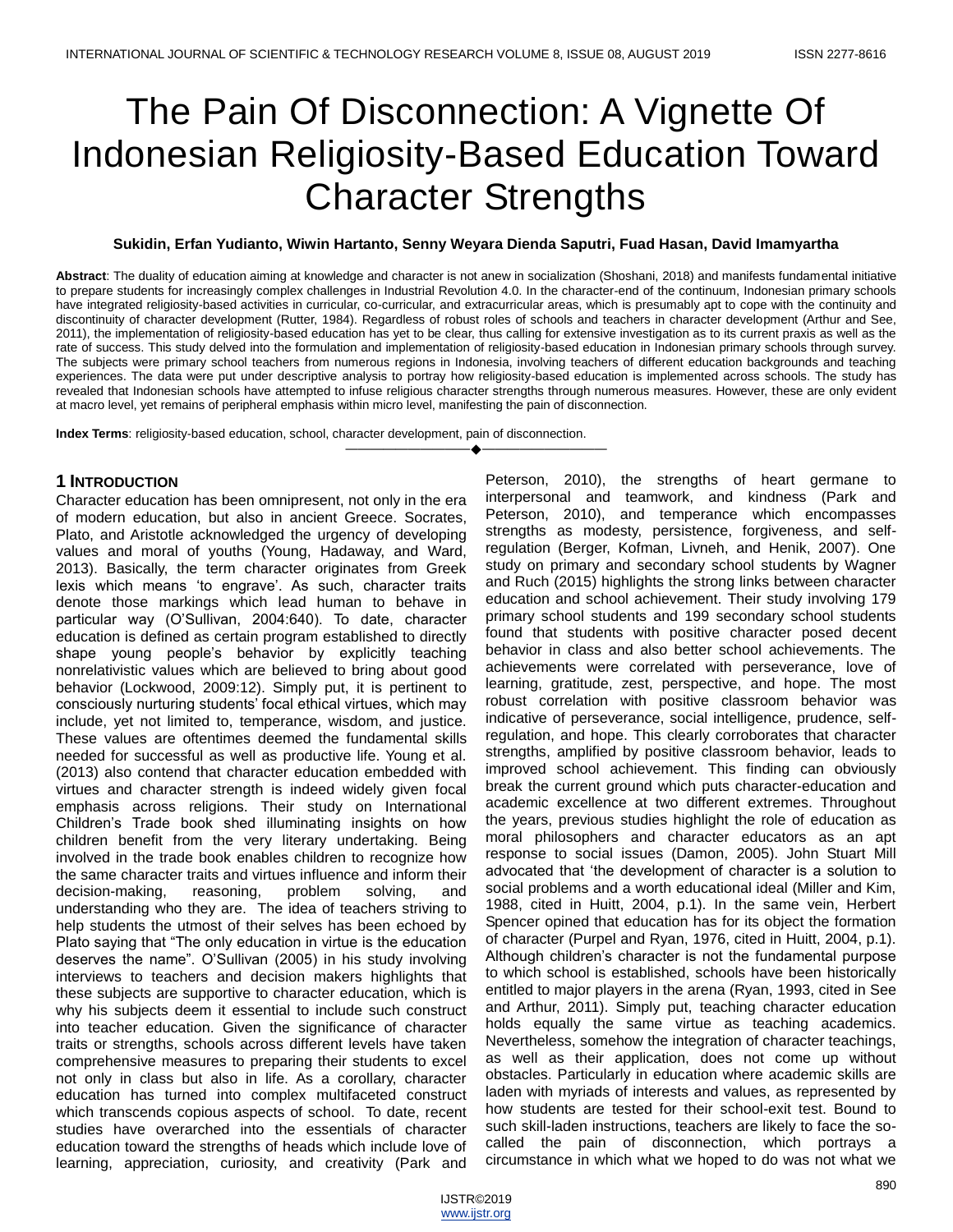# The Pain Of Disconnection: A Vignette Of Indonesian Religiosity-Based Education Toward Character Strengths

**Sukidin, Erfan Yudianto, Wiwin Hartanto, Senny Weyara Dienda Saputri, Fuad Hasan, David Imamyartha**

**Abstract**: The duality of education aiming at knowledge and character is not anew in socialization (Shoshani, 2018) and manifests fundamental initiative to prepare students for increasingly complex challenges in Industrial Revolution 4.0. In the character-end of the continuum, Indonesian primary schools have integrated religiosity-based activities in curricular, co-curricular, and extracurricular areas, which is presumably apt to cope with the continuity and discontinuity of character development (Rutter, 1984). Regardless of robust roles of schools and teachers in character development (Arthur and See, 2011), the implementation of religiosity-based education has yet to be clear, thus calling for extensive investigation as to its current praxis as well as the rate of success. This study delved into the formulation and implementation of religiosity-based education in Indonesian primary schools through survey. The subjects were primary school teachers from numerous regions in Indonesia, involving teachers of different education backgrounds and teaching experiences. The data were put under descriptive analysis to portray how religiosity-based education is implemented across schools. The study has revealed that Indonesian schools have attempted to infuse religious character strengths through numerous measures. However, these are only evident at macro level, yet remains of peripheral emphasis within micro level, manifesting the pain of disconnection.

**Index Terms**: religiosity-based education, school, character development, pain of disconnection.

## 1 Introduction

Character education has been omnipresent, not only in the era of modern education, but also in ancient Greece. Socrates, Plato, and Aristotle acknowledged the urgency of developing values and moral of youths (Young, Hadaway, and Ward, 2013). Basically, the term character originates from Greek lexis which means 'to engrave'. As such, character traits denote those markings which lead human to behave in particular way (O'Sullivan, 2004:640). To date, character education is defined as certain program established to directly shape young people's behavior by explicitly teaching nonrelativistic values which are believed to bring about good behavior (Lockwood, 2009:12). Simply put, it is pertinent to consciously nurturing students' focal ethical virtues, which may include, yet not limited to, temperance, wisdom, and justice. These values are oftentimes deemed the fundamental skills needed for successful as well as productive life. Young et al. (2013) also contend that character education embedded with virtues and character strength is indeed widely given focal emphasis across religions. Their study on International Children's Trade book shed illuminating insights on how children benefit from the very literary undertaking. Being involved in the trade book enables children to recognize how the same character traits and virtues influence and inform their decision-making, reasoning, problem solving, and understanding who they are. The idea of teachers striving to help students the utmost of their selves has been echoed by Plato saying that "The only education in virtue is the education deserves the name". O'Sullivan (2005) in his study involving interviews to teachers and decision makers highlights that these subjects are supportive to character education, which is why his subjects deem it essential to include such construct into teacher education. Given the significance of character traits or strengths, schools across different levels have taken comprehensive measures to preparing their students to excel not only in class but also in life. As a corollary, character education has turned into complex multifaceted construct which transcends copious aspects of school. To date, recent studies have overarched into the essentials of character education toward the strengths of heads which include love of learning, appreciation, curiosity, and creativity (Park and Peterson, 2010), the strengths of heart germane to interpersonal and teamwork, and kindness (Park and Peterson, 2010), and temperance which encompasses strengths as modesty, persistence, forgiveness, and self-regulation (Berger, Kofman, Livneh, and Henik, 2007). One study on primary and secondary school students by Wagner and Ruch (2015) highlights the strong links between character education and school achievement. Their study involving 179 primary school students and 199 secondary school students found that students with positive character posed decent behavior in class and also better school achievements. The achievements were correlated with perseverance, love of learning, gratitude, zest, perspective, and hope. The most robust correlation with positive classroom behavior was indicative of perseverance, social intelligence, prudence, self-regulation, and hope. This clearly corroborates that character strengths, amplified by positive classroom behavior, leads to improved school achievement. This finding can obviously break the current ground which puts character-education and academic excellence at two different extremes. Throughout the years, previous studies highlight the role of education as moral philosophers and character educators as an apt response to social issues (Damon, 2005). John Stuart Mill advocated that 'the development of character is a solution to social problems and a worth educational ideal (Miller and Kim, 1988, cited in Huitt, 2004, p.1). In the same vein, Herbert Spencer opined that education has for its object the formation of character (Purpel and Ryan, 1976, cited in Huitt, 2004, p.1). Although children's character is not the fundamental purpose to which school is established, schools have been historically entitled to major players in the arena (Ryan, 1993, cited in See and Arthur, 2011). Simply put, teaching character education holds equally the same virtue as teaching academics. Nevertheless, somehow the integration of character teachings, as well as their application, does not come up without obstacles. Particularly in education where academic skills are laden with myriads of interests and values, as represented by how students are tested for their school-exit test. Bound to such skill-laden instructions, teachers are likely to face the so-called the pain of disconnection, which portrays a circumstance in which what we hoped to do was not what we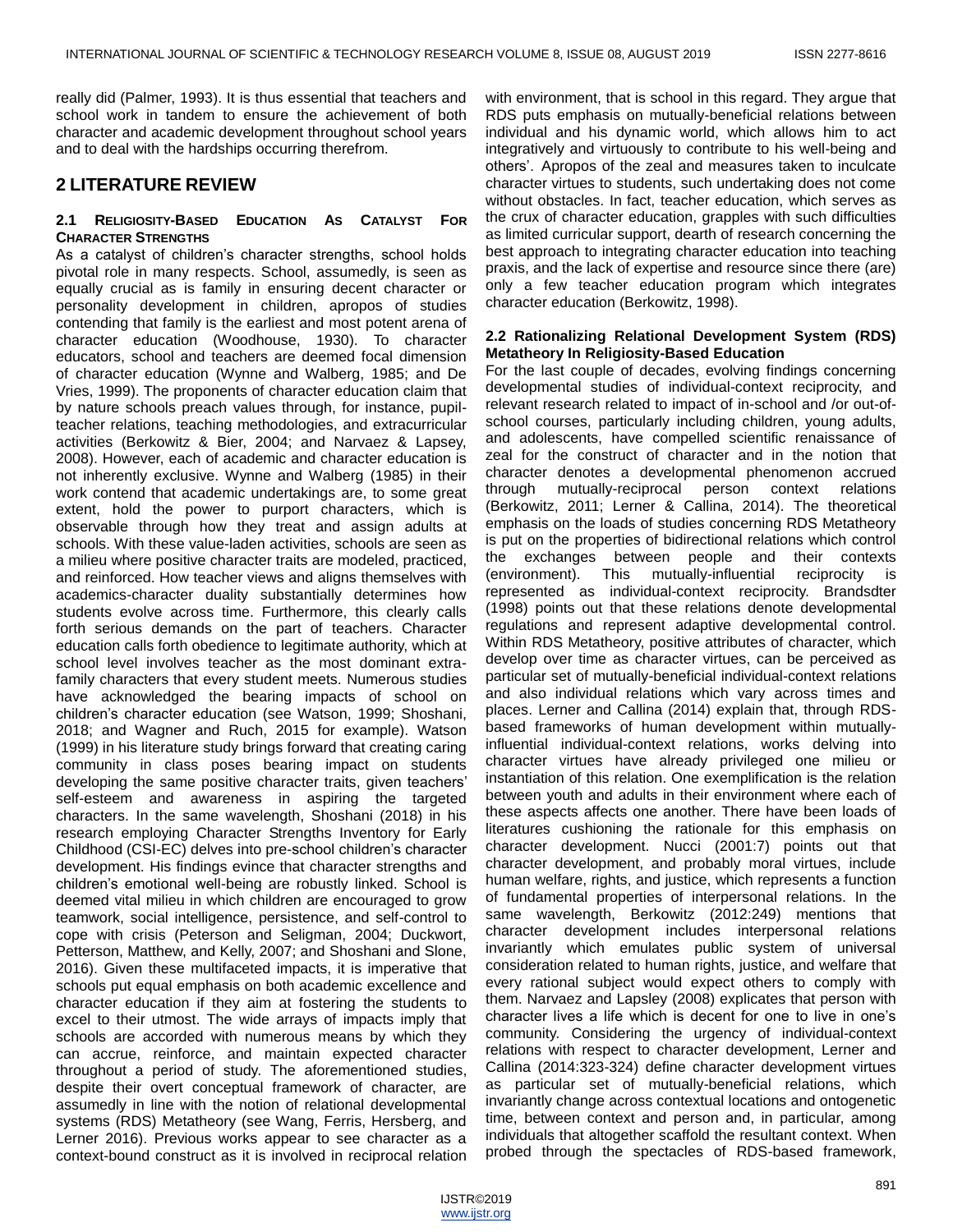really did (Palmer, 1993). It is thus essential that teachers and school work in tandem to ensure the achievement of both character and academic development throughout school years and to deal with the hardships occurring therefrom.

## 2 LITERATURE REVIEW

### 2.1 Religiosity-Based Education As Catalyst For Character Strengths

As a catalyst of children's character strengths, school holds pivotal role in many respects. School, assumedly, is seen as equally crucial as is family in ensuring decent character or personality development in children, apropos of studies contending that family is the earliest and most potent arena of character education (Woodhouse, 1930). To character educators, school and teachers are deemed focal dimension of character education (Wynne and Walberg, 1985; and De Vries, 1999). The proponents of character education claim that by nature schools preach values through, for instance, pupil-teacher relations, teaching methodologies, and extracurricular activities (Berkowitz & Bier, 2004; and Narvaez & Lapsey, 2008). However, each of academic and character education is not inherently exclusive. Wynne and Walberg (1985) in their work contend that academic undertakings are, to some great extent, hold the power to purport characters, which is observable through how they treat and assign adults at schools. With these value-laden activities, schools are seen as a milieu where positive character traits are modeled, practiced, and reinforced. How teacher views and aligns themselves with academics-character duality substantially determines how students evolve across time. Furthermore, this clearly calls forth serious demands on the part of teachers. Character education calls forth obedience to legitimate authority, which at school level involves teacher as the most dominant extra-family characters that every student meets. Numerous studies have acknowledged the bearing impacts of school on children's character education (see Watson, 1999; Shoshani, 2018; and Wagner and Ruch, 2015 for example). Watson (1999) in his literature study brings forward that creating caring community in class poses bearing impact on students developing the same positive character traits, given teachers' self-esteem and awareness in aspiring the targeted characters. In the same wavelength, Shoshani (2018) in his research employing Character Strengths Inventory for Early Childhood (CSI-EC) delves into pre-school children's character development. His findings evince that character strengths and children's emotional well-being are robustly linked. School is deemed vital milieu in which children are encouraged to grow teamwork, social intelligence, persistence, and self-control to cope with crisis (Peterson and Seligman, 2004; Duckwort, Petterson, Matthew, and Kelly, 2007; and Shoshani and Slone, 2016). Given these multifaceted impacts, it is imperative that schools put equal emphasis on both academic excellence and character education if they aim at fostering the students to excel to their utmost. The wide arrays of impacts imply that schools are accorded with numerous means by which they can accrue, reinforce, and maintain expected character throughout a period of study. The aforementioned studies, despite their overt conceptual framework of character, are assumedly in line with the notion of relational developmental systems (RDS) Metatheory (see Wang, Ferris, Hersberg, and Lerner 2016). Previous works appear to see character as a context-bound construct as it is involved in reciprocal relation with environment, that is school in this regard. They argue that RDS puts emphasis on mutually-beneficial relations between individual and his dynamic world, which allows him to act integratively and virtuously to contribute to his well-being and others'. Apropos of the zeal and measures taken to inculcate character virtues to students, such undertaking does not come without obstacles. In fact, teacher education, which serves as the crux of character education, grapples with such difficulties as limited curricular support, dearth of research concerning the best approach to integrating character education into teaching praxis, and the lack of expertise and resource since there (are) only a few teacher education program which integrates character education (Berkowitz, 1998).

### 2.2 Rationalizing Relational Development System (RDS) Metatheory In Religiosity-Based Education

For the last couple of decades, evolving findings concerning developmental studies of individual-context reciprocity, and relevant research related to impact of in-school and /or out-of-school courses, particularly including children, young adults, and adolescents, have compelled scientific renaissance of zeal for the construct of character and in the notion that character denotes a developmental phenomenon accrued through mutually-reciprocal person context relations (Berkowitz, 2011; Lerner & Callina, 2014). The theoretical emphasis on the loads of studies concerning RDS Metatheory is put on the properties of bidirectional relations which control the exchanges between people and their contexts (environment). This mutually-influential reciprocity is represented as individual-context reciprocity. Brandsdter (1998) points out that these relations denote developmental regulations and represent adaptive developmental control. Within RDS Metatheory, positive attributes of character, which develop over time as character virtues, can be perceived as particular set of mutually-beneficial individual-context relations and also individual relations which vary across times and places. Lerner and Callina (2014) explain that, through RDS-based frameworks of human development within mutually-influential individual-context relations, works delving into character virtues have already privileged one milieu or instantiation of this relation. One exemplification is the relation between youth and adults in their environment where each of these aspects affects one another. There have been loads of literatures cushioning the rationale for this emphasis on character development. Nucci (2001:7) points out that character development, and probably moral virtues, include human welfare, rights, and justice, which represents a function of fundamental properties of interpersonal relations. In the same wavelength, Berkowitz (2012:249) mentions that character development includes interpersonal relations invariantly which emulates public system of universal consideration related to human rights, justice, and welfare that every rational subject would expect others to comply with them. Narvaez and Lapsley (2008) explicates that person with character lives a life which is decent for one to live in one's community. Considering the urgency of individual-context relations with respect to character development, Lerner and Callina (2014:323-324) define character development virtues as particular set of mutually-beneficial relations, which invariantly change across contextual locations and ontogenetic time, between context and person and, in particular, among individuals that altogether scaffold the resultant context. When probed through the spectacles of RDS-based framework,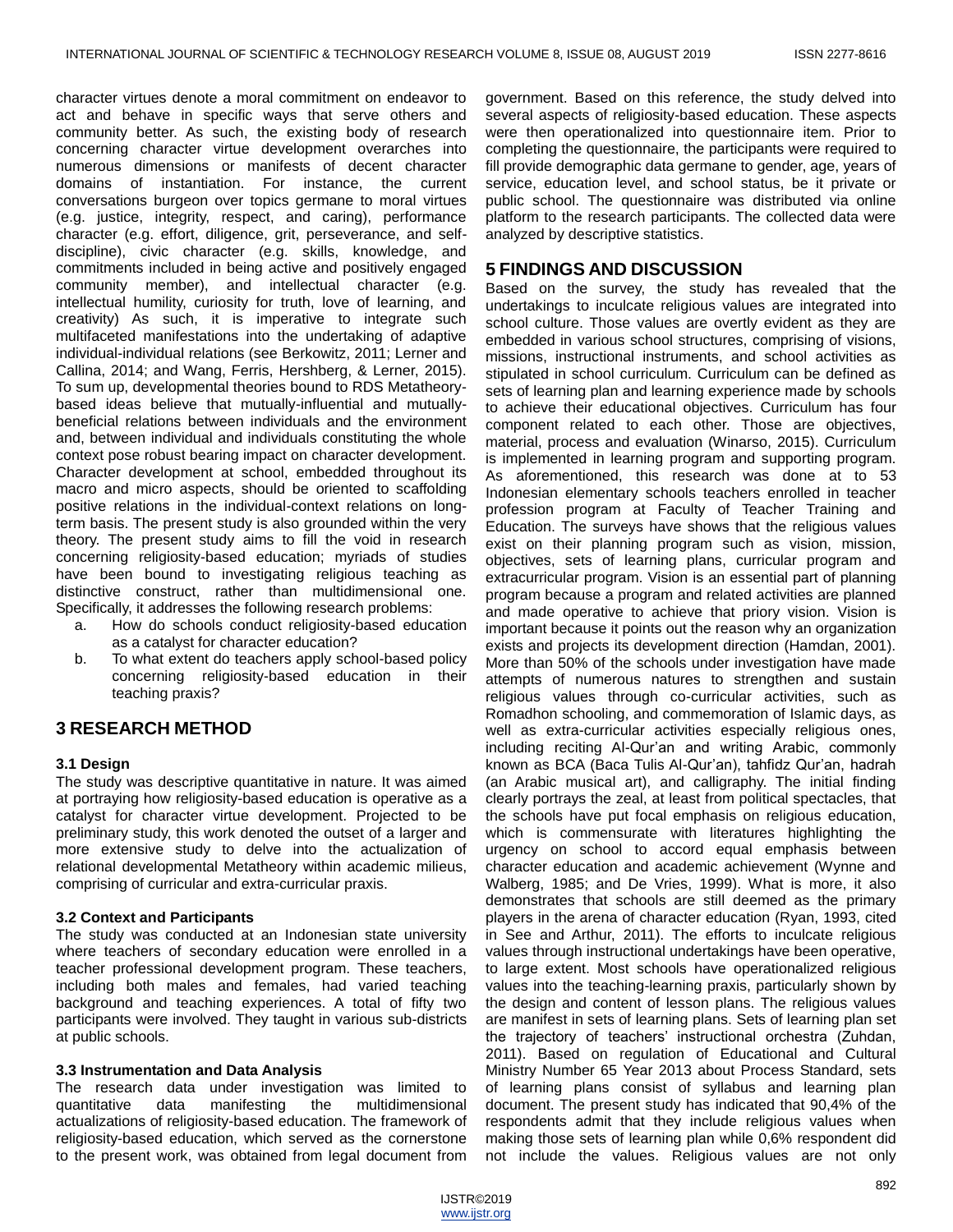character virtues denote a moral commitment on endeavor to act and behave in specific ways that serve others and community better. As such, the existing body of research concerning character virtue development overarches into numerous dimensions or manifests of decent character domains of instantiation. For instance, the current conversations burgeon over topics germane to moral virtues (e.g. justice, integrity, respect, and caring), performance character (e.g. effort, diligence, grit, perseverance, and self-discipline), civic character (e.g. skills, knowledge, and commitments included in being active and positively engaged community member), and intellectual character (e.g. intellectual humility, curiosity for truth, love of learning, and creativity) As such, it is imperative to integrate such multifaceted manifestations into the undertaking of adaptive individual-individual relations (see Berkowitz, 2011; Lerner and Callina, 2014; and Wang, Ferris, Hershberg, & Lerner, 2015). To sum up, developmental theories bound to RDS Metatheory-based ideas believe that mutually-influential and mutually-beneficial relations between individuals and the environment and, between individual and individuals constituting the whole context pose robust bearing impact on character development. Character development at school, embedded throughout its macro and micro aspects, should be oriented to scaffolding positive relations in the individual-context relations on long-term basis. The present study is also grounded within the very theory. The present study aims to fill the void in research concerning religiosity-based education; myriads of studies have been bound to investigating religious teaching as distinctive construct, rather than multidimensional one. Specifically, it addresses the following research problems:

a. How do schools conduct religiosity-based education as a catalyst for character education?
b. To what extent do teachers apply school-based policy concerning religiosity-based education in their teaching praxis?

## 3 RESEARCH METHOD

### 3.1 Design

The study was descriptive quantitative in nature. It was aimed at portraying how religiosity-based education is operative as a catalyst for character virtue development. Projected to be preliminary study, this work denoted the outset of a larger and more extensive study to delve into the actualization of relational developmental Metatheory within academic milieus, comprising of curricular and extra-curricular praxis.

### 3.2 Context and Participants

The study was conducted at an Indonesian state university where teachers of secondary education were enrolled in a teacher professional development program. These teachers, including both males and females, had varied teaching background and teaching experiences. A total of fifty two participants were involved. They taught in various sub-districts at public schools.

### 3.3 Instrumentation and Data Analysis

The research data under investigation was limited to quantitative data manifesting the multidimensional actualizations of religiosity-based education. The framework of religiosity-based education, which served as the cornerstone to the present work, was obtained from legal document from government. Based on this reference, the study delved into several aspects of religiosity-based education. These aspects were then operationalized into questionnaire item. Prior to completing the questionnaire, the participants were required to fill provide demographic data germane to gender, age, years of service, education level, and school status, be it private or public school. The questionnaire was distributed via online platform to the research participants. The collected data were analyzed by descriptive statistics.

## 5 FINDINGS AND DISCUSSION

Based on the survey, the study has revealed that the undertakings to inculcate religious values are integrated into school culture. Those values are overtly evident as they are embedded in various school structures, comprising of visions, missions, instructional instruments, and school activities as stipulated in school curriculum. Curriculum can be defined as sets of learning plan and learning experience made by schools to achieve their educational objectives. Curriculum has four component related to each other. Those are objectives, material, process and evaluation (Winarso, 2015). Curriculum is implemented in learning program and supporting program. As aforementioned, this research was done at to 53 Indonesian elementary schools teachers enrolled in teacher profession program at Faculty of Teacher Training and Education. The surveys have shows that the religious values exist on their planning program such as vision, mission, objectives, sets of learning plans, curricular program and extracurricular program. Vision is an essential part of planning program because a program and related activities are planned and made operative to achieve that priory vision. Vision is important because it points out the reason why an organization exists and projects its development direction (Hamdan, 2001). More than 50% of the schools under investigation have made attempts of numerous natures to strengthen and sustain religious values through co-curricular activities, such as Romadhon schooling, and commemoration of Islamic days, as well as extra-curricular activities especially religious ones, including reciting Al-Qur'an and writing Arabic, commonly known as BCA (Baca Tulis Al-Qur'an), tahfidz Qur'an, hadrah (an Arabic musical art), and calligraphy. The initial finding clearly portrays the zeal, at least from political spectacles, that the schools have put focal emphasis on religious education, which is commensurate with literatures highlighting the urgency on school to accord equal emphasis between character education and academic achievement (Wynne and Walberg, 1985; and De Vries, 1999). What is more, it also demonstrates that schools are still deemed as the primary players in the arena of character education (Ryan, 1993, cited in See and Arthur, 2011). The efforts to inculcate religious values through instructional undertakings have been operative, to large extent. Most schools have operationalized religious values into the teaching-learning praxis, particularly shown by the design and content of lesson plans. The religious values are manifest in sets of learning plans. Sets of learning plan set the trajectory of teachers' instructional orchestra (Zuhdan, 2011). Based on regulation of Educational and Cultural Ministry Number 65 Year 2013 about Process Standard, sets of learning plans consist of syllabus and learning plan document. The present study has indicated that 90,4% of the respondents admit that they include religious values when making those sets of learning plan while 0,6% respondent did not include the values. Religious values are not only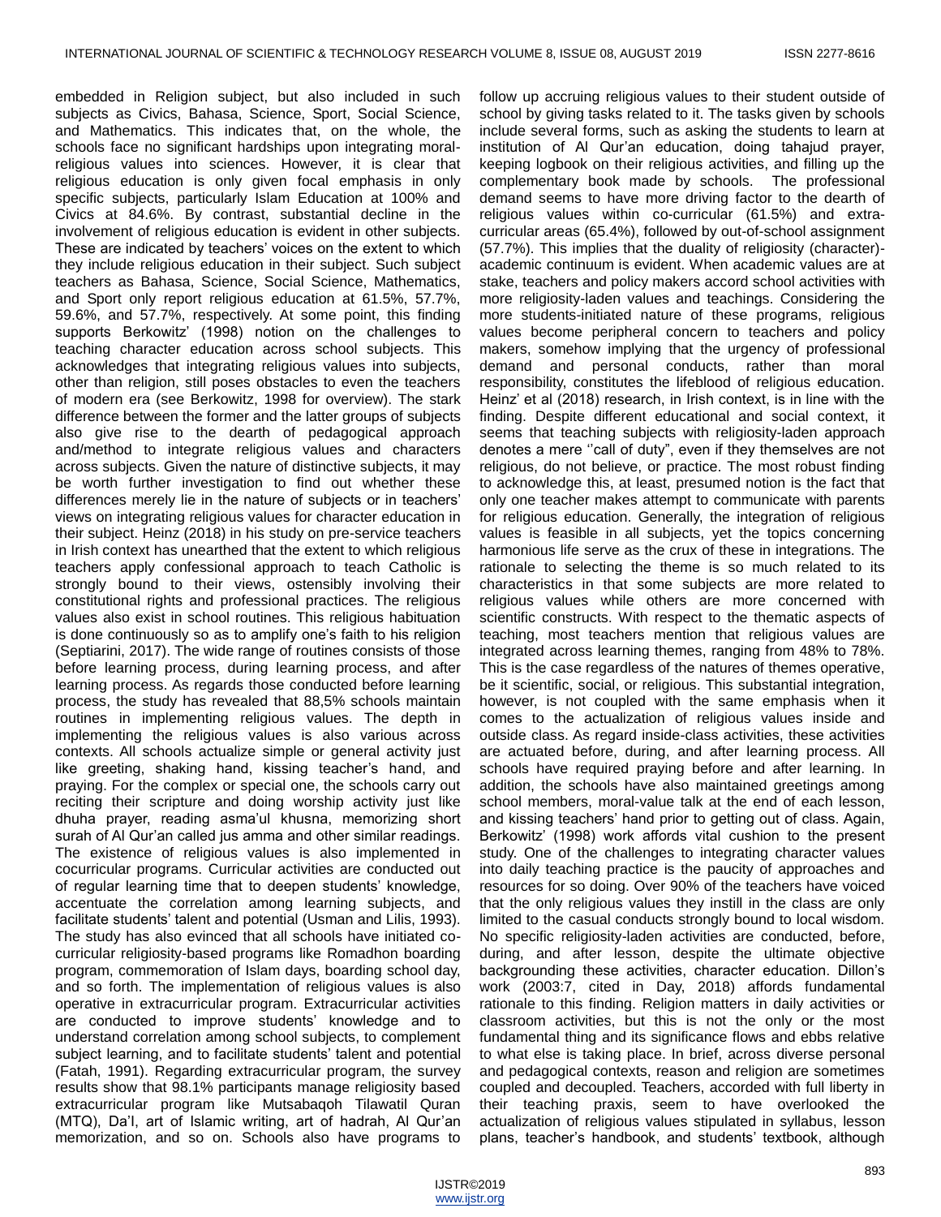embedded in Religion subject, but also included in such subjects as Civics, Bahasa, Science, Sport, Social Science, and Mathematics. This indicates that, on the whole, the schools face no significant hardships upon integrating moral-religious values into sciences. However, it is clear that religious education is only given focal emphasis in only specific subjects, particularly Islam Education at 100% and Civics at 84.6%. By contrast, substantial decline in the involvement of religious education is evident in other subjects. These are indicated by teachers' voices on the extent to which they include religious education in their subject. Such subject teachers as Bahasa, Science, Social Science, Mathematics, and Sport only report religious education at 61.5%, 57.7%, 59.6%, and 57.7%, respectively. At some point, this finding supports Berkowitz' (1998) notion on the challenges to teaching character education across school subjects. This acknowledges that integrating religious values into subjects, other than religion, still poses obstacles to even the teachers of modern era (see Berkowitz, 1998 for overview). The stark difference between the former and the latter groups of subjects also give rise to the dearth of pedagogical approach and/method to integrate religious values and characters across subjects. Given the nature of distinctive subjects, it may be worth further investigation to find out whether these differences merely lie in the nature of subjects or in teachers' views on integrating religious values for character education in their subject. Heinz (2018) in his study on pre-service teachers in Irish context has unearthed that the extent to which religious teachers apply confessional approach to teach Catholic is strongly bound to their views, ostensibly involving their constitutional rights and professional practices. The religious values also exist in school routines. This religious habituation is done continuously so as to amplify one's faith to his religion (Septiarini, 2017). The wide range of routines consists of those before learning process, during learning process, and after learning process. As regards those conducted before learning process, the study has revealed that 88,5% schools maintain routines in implementing religious values. The depth in implementing the religious values is also various across contexts. All schools actualize simple or general activity just like greeting, shaking hand, kissing teacher's hand, and praying. For the complex or special one, the schools carry out reciting their scripture and doing worship activity just like dhuha prayer, reading asma'ul khusna, memorizing short surah of Al Qur'an called jus amma and other similar readings. The existence of religious values is also implemented in cocurricular programs. Curricular activities are conducted out of regular learning time that to deepen students' knowledge, accentuate the correlation among learning subjects, and facilitate students' talent and potential (Usman and Lilis, 1993). The study has also evinced that all schools have initiated co-curricular religiosity-based programs like Romadhon boarding program, commemoration of Islam days, boarding school day, and so forth. The implementation of religious values is also operative in extracurricular program. Extracurricular activities are conducted to improve students' knowledge and to understand correlation among school subjects, to complement subject learning, and to facilitate students' talent and potential (Fatah, 1991). Regarding extracurricular program, the survey results show that 98.1% participants manage religiosity based extracurricular program like Mutsabaqoh Tilawatil Quran (MTQ), Da'I, art of Islamic writing, art of hadrah, Al Qur'an memorization, and so on. Schools also have programs to follow up accruing religious values to their student outside of school by giving tasks related to it. The tasks given by schools include several forms, such as asking the students to learn at institution of Al Qur'an education, doing tahajud prayer, keeping logbook on their religious activities, and filling up the complementary book made by schools. The professional demand seems to have more driving factor to the dearth of religious values within co-curricular (61.5%) and extra-curricular areas (65.4%), followed by out-of-school assignment (57.7%). This implies that the duality of religiosity (character)-academic continuum is evident. When academic values are at stake, teachers and policy makers accord school activities with more religiosity-laden values and teachings. Considering the more students-initiated nature of these programs, religious values become peripheral concern to teachers and policy makers, somehow implying that the urgency of professional demand and personal conducts, rather than moral responsibility, constitutes the lifeblood of religious education. Heinz' et al (2018) research, in Irish context, is in line with the finding. Despite different educational and social context, it seems that teaching subjects with religiosity-laden approach denotes a mere ''call of duty", even if they themselves are not religious, do not believe, or practice. The most robust finding to acknowledge this, at least, presumed notion is the fact that only one teacher makes attempt to communicate with parents for religious education. Generally, the integration of religious values is feasible in all subjects, yet the topics concerning harmonious life serve as the crux of these in integrations. The rationale to selecting the theme is so much related to its characteristics in that some subjects are more related to religious values while others are more concerned with scientific constructs. With respect to the thematic aspects of teaching, most teachers mention that religious values are integrated across learning themes, ranging from 48% to 78%. This is the case regardless of the natures of themes operative, be it scientific, social, or religious. This substantial integration, however, is not coupled with the same emphasis when it comes to the actualization of religious values inside and outside class. As regard inside-class activities, these activities are actuated before, during, and after learning process. All schools have required praying before and after learning. In addition, the schools have also maintained greetings among school members, moral-value talk at the end of each lesson, and kissing teachers' hand prior to getting out of class. Again, Berkowitz' (1998) work affords vital cushion to the present study. One of the challenges to integrating character values into daily teaching practice is the paucity of approaches and resources for so doing. Over 90% of the teachers have voiced that the only religious values they instill in the class are only limited to the casual conducts strongly bound to local wisdom. No specific religiosity-laden activities are conducted, before, during, and after lesson, despite the ultimate objective backgrounding these activities, character education. Dillon's work (2003:7, cited in Day, 2018) affords fundamental rationale to this finding. Religion matters in daily activities or classroom activities, but this is not the only or the most fundamental thing and its significance flows and ebbs relative to what else is taking place. In brief, across diverse personal and pedagogical contexts, reason and religion are sometimes coupled and decoupled. Teachers, accorded with full liberty in their teaching praxis, seem to have overlooked the actualization of religious values stipulated in syllabus, lesson plans, teacher's handbook, and students' textbook, although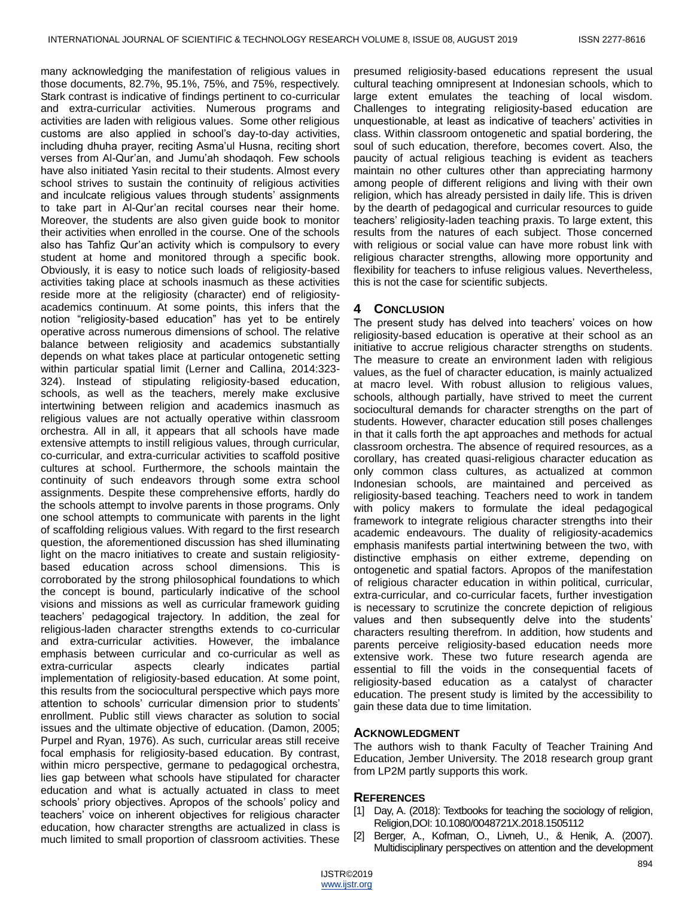many acknowledging the manifestation of religious values in those documents, 82.7%, 95.1%, 75%, and 75%, respectively. Stark contrast is indicative of findings pertinent to co-curricular and extra-curricular activities. Numerous programs and activities are laden with religious values. Some other religious customs are also applied in school's day-to-day activities, including dhuha prayer, reciting Asma'ul Husna, reciting short verses from Al-Qur'an, and Jumu'ah shodaqoh. Few schools have also initiated Yasin recital to their students. Almost every school strives to sustain the continuity of religious activities and inculcate religious values through students' assignments to take part in Al-Qur'an recital courses near their home. Moreover, the students are also given guide book to monitor their activities when enrolled in the course. One of the schools also has Tahfiz Qur'an activity which is compulsory to every student at home and monitored through a specific book. Obviously, it is easy to notice such loads of religiosity-based activities taking place at schools inasmuch as these activities reside more at the religiosity (character) end of religiosity-academics continuum. At some points, this infers that the notion "religiosity-based education" has yet to be entirely operative across numerous dimensions of school. The relative balance between religiosity and academics substantially depends on what takes place at particular ontogenetic setting within particular spatial limit (Lerner and Callina, 2014:323-324). Instead of stipulating religiosity-based education, schools, as well as the teachers, merely make exclusive intertwining between religion and academics inasmuch as religious values are not actually operative within classroom orchestra. All in all, it appears that all schools have made extensive attempts to instill religious values, through curricular, co-curricular, and extra-curricular activities to scaffold positive cultures at school. Furthermore, the schools maintain the continuity of such endeavors through some extra school assignments. Despite these comprehensive efforts, hardly do the schools attempt to involve parents in those programs. Only one school attempts to communicate with parents in the light of scaffolding religious values. With regard to the first research question, the aforementioned discussion has shed illuminating light on the macro initiatives to create and sustain religiosity-based education across school dimensions. This is corroborated by the strong philosophical foundations to which the concept is bound, particularly indicative of the school visions and missions as well as curricular framework guiding teachers' pedagogical trajectory. In addition, the zeal for religious-laden character strengths extends to co-curricular and extra-curricular activities. However, the imbalance emphasis between curricular and co-curricular as well as extra-curricular aspects clearly indicates partial implementation of religiosity-based education. At some point, this results from the sociocultural perspective which pays more attention to schools' curricular dimension prior to students' enrollment. Public still views character as solution to social issues and the ultimate objective of education. (Damon, 2005; Purpel and Ryan, 1976). As such, curricular areas still receive focal emphasis for religiosity-based education. By contrast, within micro perspective, germane to pedagogical orchestra, lies gap between what schools have stipulated for character education and what is actually actuated in class to meet schools' priory objectives. Apropos of the schools' policy and teachers' voice on inherent objectives for religious character education, how character strengths are actualized in class is much limited to small proportion of classroom activities. These presumed religiosity-based educations represent the usual cultural teaching omnipresent at Indonesian schools, which to large extent emulates the teaching of local wisdom. Challenges to integrating religiosity-based education are unquestionable, at least as indicative of teachers' activities in class. Within classroom ontogenetic and spatial bordering, the soul of such education, therefore, becomes covert. Also, the paucity of actual religious teaching is evident as teachers maintain no other cultures other than appreciating harmony among people of different religions and living with their own religion, which has already persisted in daily life. This is driven by the dearth of pedagogical and curricular resources to guide teachers' religiosity-laden teaching praxis. To large extent, this results from the natures of each subject. Those concerned with religious or social value can have more robust link with religious character strengths, allowing more opportunity and flexibility for teachers to infuse religious values. Nevertheless, this is not the case for scientific subjects.

## 4 CONCLUSION

The present study has delved into teachers' voices on how religiosity-based education is operative at their school as an initiative to accrue religious character strengths on students. The measure to create an environment laden with religious values, as the fuel of character education, is mainly actualized at macro level. With robust allusion to religious values, schools, although partially, have strived to meet the current sociocultural demands for character strengths on the part of students. However, character education still poses challenges in that it calls forth the apt approaches and methods for actual classroom orchestra. The absence of required resources, as a corollary, has created quasi-religious character education as only common class cultures, as actualized at common Indonesian schools, are maintained and perceived as religiosity-based teaching. Teachers need to work in tandem with policy makers to formulate the ideal pedagogical framework to integrate religious character strengths into their academic endeavours. The duality of religiosity-academics emphasis manifests partial intertwining between the two, with distinctive emphasis on either extreme, depending on ontogenetic and spatial factors. Apropos of the manifestation of religious character education in within political, curricular, extra-curricular, and co-curricular facets, further investigation is necessary to scrutinize the concrete depiction of religious values and then subsequently delve into the students' characters resulting therefrom. In addition, how students and parents perceive religiosity-based education needs more extensive work. These two future research agenda are essential to fill the voids in the consequential facets of religiosity-based education as a catalyst of character education. The present study is limited by the accessibility to gain these data due to time limitation.

## ACKNOWLEDGMENT

The authors wish to thank Faculty of Teacher Training And Education, Jember University. The 2018 research group grant from LP2M partly supports this work.

## REFERENCES

[1] Day, A. (2018): Textbooks for teaching the sociology of religion, Religion,DOI: 10.1080/0048721X.2018.1505112

[2] Berger, A., Kofman, O., Livneh, U., & Henik, A. (2007). Multidisciplinary perspectives on attention and the development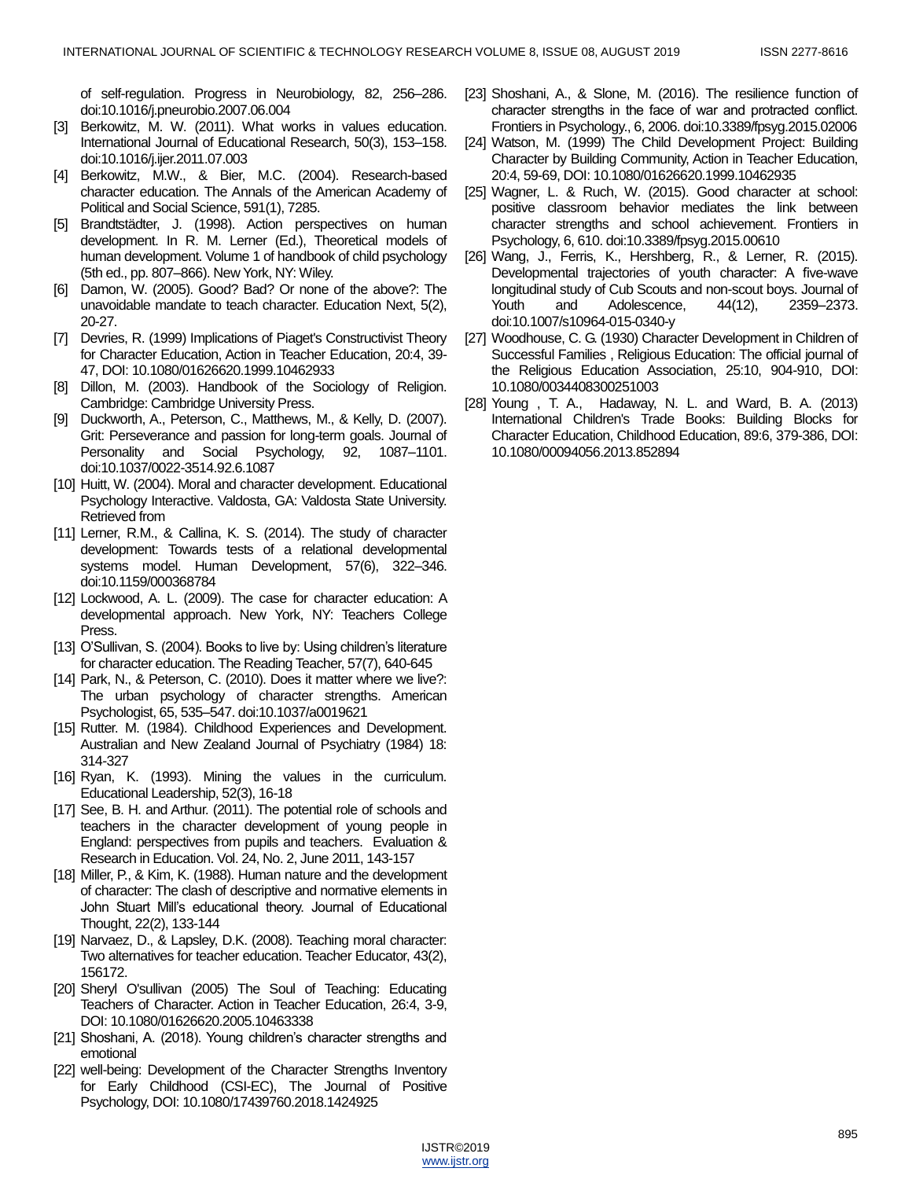of self-regulation. Progress in Neurobiology, 82, 256–286. doi:10.1016/j.pneurobio.2007.06.004

[3] Berkowitz, M. W. (2011). What works in values education. International Journal of Educational Research, 50(3), 153–158. doi:10.1016/j.ijer.2011.07.003

[4] Berkowitz, M.W., & Bier, M.C. (2004). Research-based character education. The Annals of the American Academy of Political and Social Science, 591(1), 7285.

[5] Brandtstädter, J. (1998). Action perspectives on human development. In R. M. Lerner (Ed.), Theoretical models of human development. Volume 1 of handbook of child psychology (5th ed., pp. 807–866). New York, NY: Wiley.

[6] Damon, W. (2005). Good? Bad? Or none of the above?: The unavoidable mandate to teach character. Education Next, 5(2), 20-27.

[7] Devries, R. (1999) Implications of Piaget's Constructivist Theory for Character Education, Action in Teacher Education, 20:4, 39-47, DOI: 10.1080/01626620.1999.10462933

[8] Dillon, M. (2003). Handbook of the Sociology of Religion. Cambridge: Cambridge University Press.

[9] Duckworth, A., Peterson, C., Matthews, M., & Kelly, D. (2007). Grit: Perseverance and passion for long-term goals. Journal of Personality and Social Psychology, 92, 1087–1101. doi:10.1037/0022-3514.92.6.1087

[10] Huitt, W. (2004). Moral and character development. Educational Psychology Interactive. Valdosta, GA: Valdosta State University. Retrieved from

[11] Lerner, R.M., & Callina, K. S. (2014). The study of character development: Towards tests of a relational developmental systems model. Human Development, 57(6), 322–346. doi:10.1159/000368784

[12] Lockwood, A. L. (2009). The case for character education: A developmental approach. New York, NY: Teachers College Press.

[13] O'Sullivan, S. (2004). Books to live by: Using children's literature for character education. The Reading Teacher, 57(7), 640-645

[14] Park, N., & Peterson, C. (2010). Does it matter where we live?: The urban psychology of character strengths. American Psychologist, 65, 535–547. doi:10.1037/a0019621

[15] Rutter. M. (1984). Childhood Experiences and Development. Australian and New Zealand Journal of Psychiatry (1984) 18: 314-327

[16] Ryan, K. (1993). Mining the values in the curriculum. Educational Leadership, 52(3), 16-18

[17] See, B. H. and Arthur. (2011). The potential role of schools and teachers in the character development of young people in England: perspectives from pupils and teachers. Evaluation & Research in Education. Vol. 24, No. 2, June 2011, 143-157

[18] Miller, P., & Kim, K. (1988). Human nature and the development of character: The clash of descriptive and normative elements in John Stuart Mill's educational theory. Journal of Educational Thought, 22(2), 133-144

[19] Narvaez, D., & Lapsley, D.K. (2008). Teaching moral character: Two alternatives for teacher education. Teacher Educator, 43(2), 156172.

[20] Sheryl O'sullivan (2005) The Soul of Teaching: Educating Teachers of Character. Action in Teacher Education, 26:4, 3-9, DOI: 10.1080/01626620.2005.10463338

[21] Shoshani, A. (2018). Young children's character strengths and emotional

[22] well-being: Development of the Character Strengths Inventory for Early Childhood (CSI-EC), The Journal of Positive Psychology, DOI: 10.1080/17439760.2018.1424925

[23] Shoshani, A., & Slone, M. (2016). The resilience function of character strengths in the face of war and protracted conflict. Frontiers in Psychology., 6, 2006. doi:10.3389/fpsyg.2015.02006

[24] Watson, M. (1999) The Child Development Project: Building Character by Building Community, Action in Teacher Education, 20:4, 59-69, DOI: 10.1080/01626620.1999.10462935

[25] Wagner, L. & Ruch, W. (2015). Good character at school: positive classroom behavior mediates the link between character strengths and school achievement. Frontiers in Psychology, 6, 610. doi:10.3389/fpsyg.2015.00610

[26] Wang, J., Ferris, K., Hershberg, R., & Lerner, R. (2015). Developmental trajectories of youth character: A five-wave longitudinal study of Cub Scouts and non-scout boys. Journal of Youth and Adolescence, 44(12), 2359–2373. doi:10.1007/s10964-015-0340-y

[27] Woodhouse, C. G. (1930) Character Development in Children of Successful Families , Religious Education: The official journal of the Religious Education Association, 25:10, 904-910, DOI: 10.1080/0034408300251003

[28] Young , T. A., Hadaway, N. L. and Ward, B. A. (2013) International Children's Trade Books: Building Blocks for Character Education, Childhood Education, 89:6, 379-386, DOI: 10.1080/00094056.2013.852894